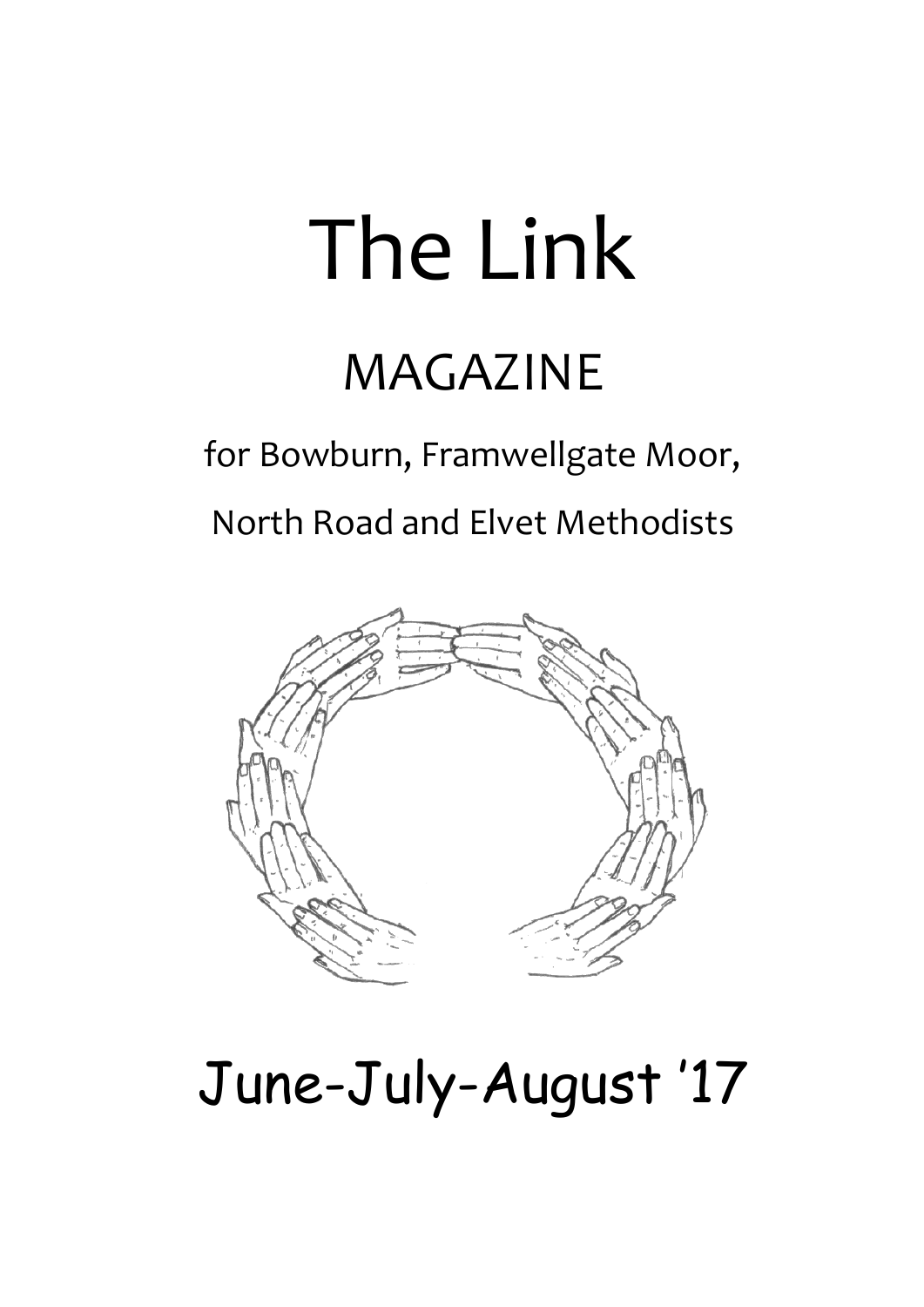# The Link

## MAGAZINE

for Bowburn, Framwellgate Moor,

North Road and Elvet Methodists

June-July-August '17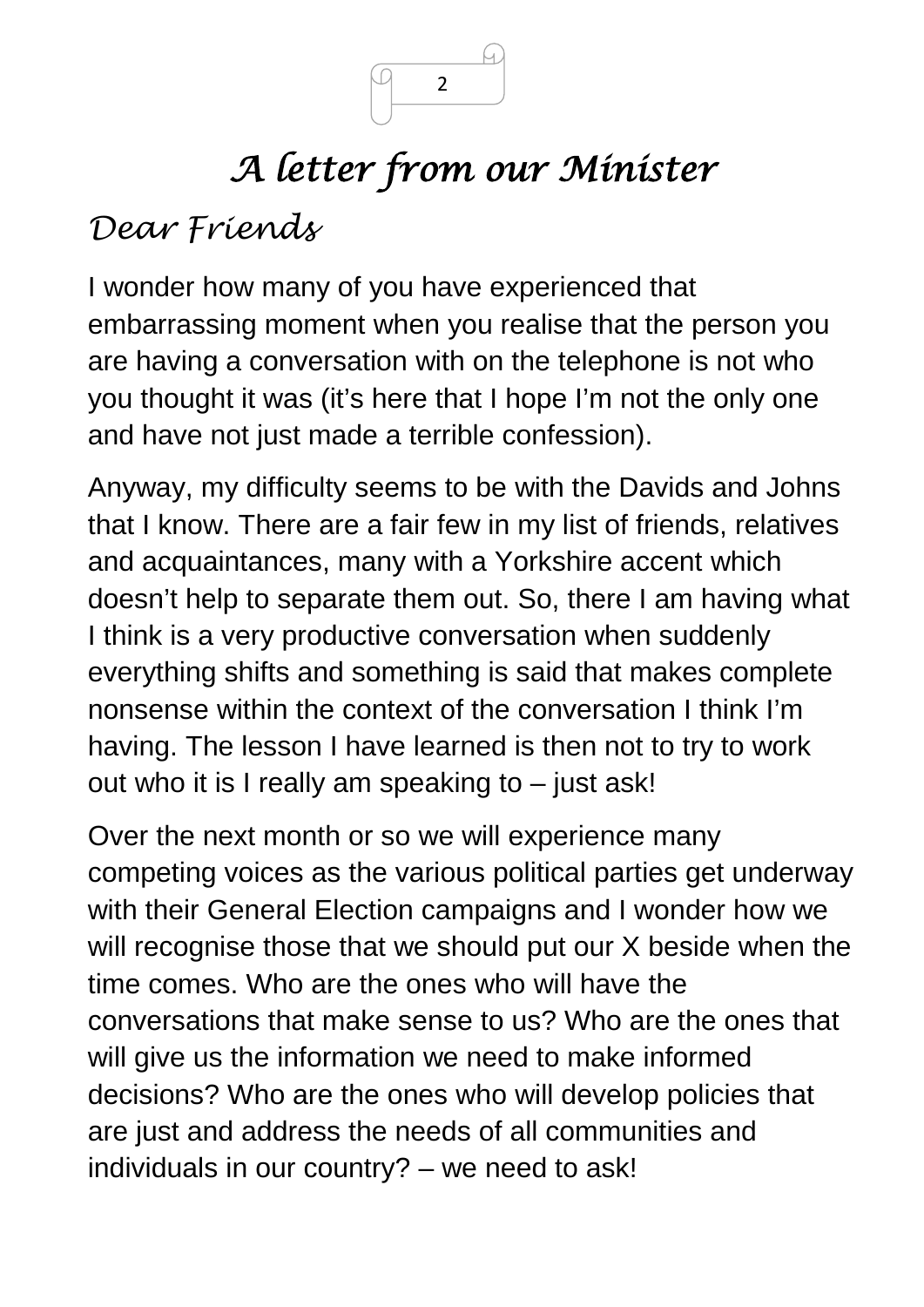# *A letter from our Minister*

## *Dear Friends*

I wonder how many of you have experienced that embarrassing moment when you realise that the person you are having a conversation with on the telephone is not who you thought it was (it's here that I hope I'm not the only one and have not just made a terrible confession).

Anyway, my difficulty seems to be with the Davids and Johns that I know. There are a fair few in my list of friends, relatives and acquaintances, many with a Yorkshire accent which doesn't help to separate them out. So, there I am having what I think is a very productive conversation when suddenly everything shifts and something is said that makes complete nonsense within the context of the conversation I think I'm having. The lesson I have learned is then not to try to work out who it is I really am speaking to – just ask!

Over the next month or so we will experience many competing voices as the various political parties get underway with their General Election campaigns and I wonder how we will recognise those that we should put our X beside when the time comes. Who are the ones who will have the conversations that make sense to us? Who are the ones that will give us the information we need to make informed decisions? Who are the ones who will develop policies that are just and address the needs of all communities and individuals in our country? – we need to ask!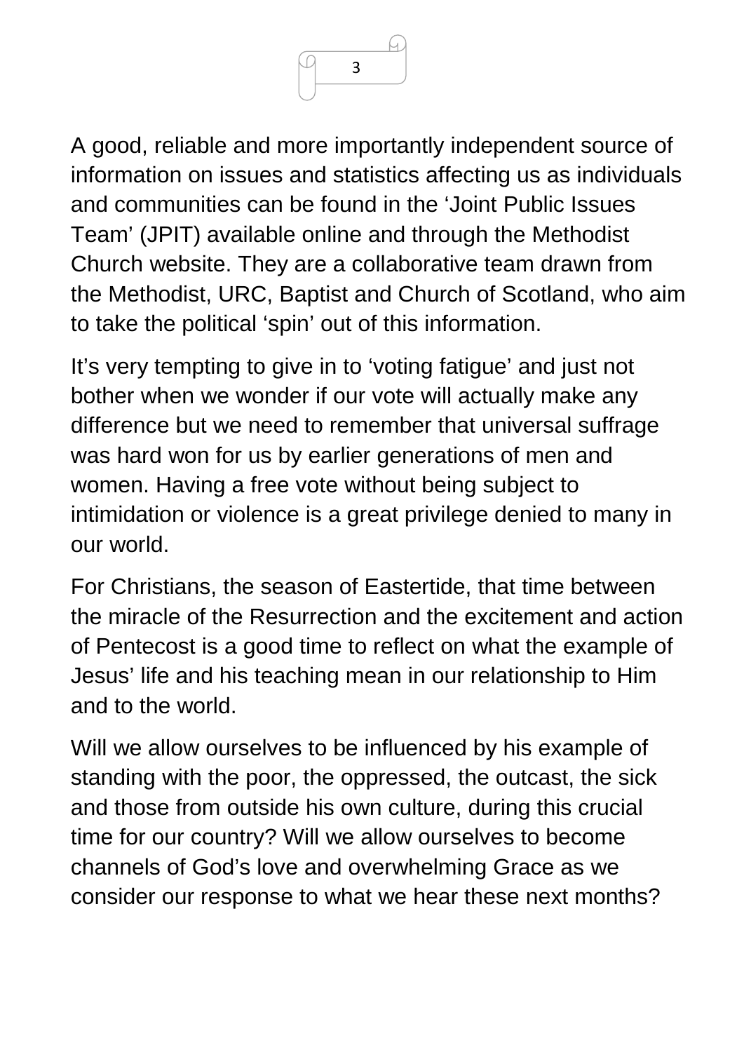A good, reliable and more importantly independent source of information on issues and statistics affecting us as individuals and communities can be found in the 'Joint Public Issues Team' (JPIT) available online and through the Methodist Church website. They are a collaborative team drawn from the Methodist, URC, Baptist and Church of Scotland, who aim to take the political 'spin' out of this information.

It's very tempting to give in to 'voting fatigue' and just not bother when we wonder if our vote will actually make any difference but we need to remember that universal suffrage was hard won for us by earlier generations of men and women. Having a free vote without being subject to intimidation or violence is a great privilege denied to many in our world.

For Christians, the season of Eastertide, that time between the miracle of the Resurrection and the excitement and action of Pentecost is a good time to reflect on what the example of Jesus' life and his teaching mean in our relationship to Him and to the world.

Will we allow ourselves to be influenced by his example of standing with the poor, the oppressed, the outcast, the sick and those from outside his own culture, during this crucial time for our country? Will we allow ourselves to become channels of God's love and overwhelming Grace as we consider our response to what we hear these next months?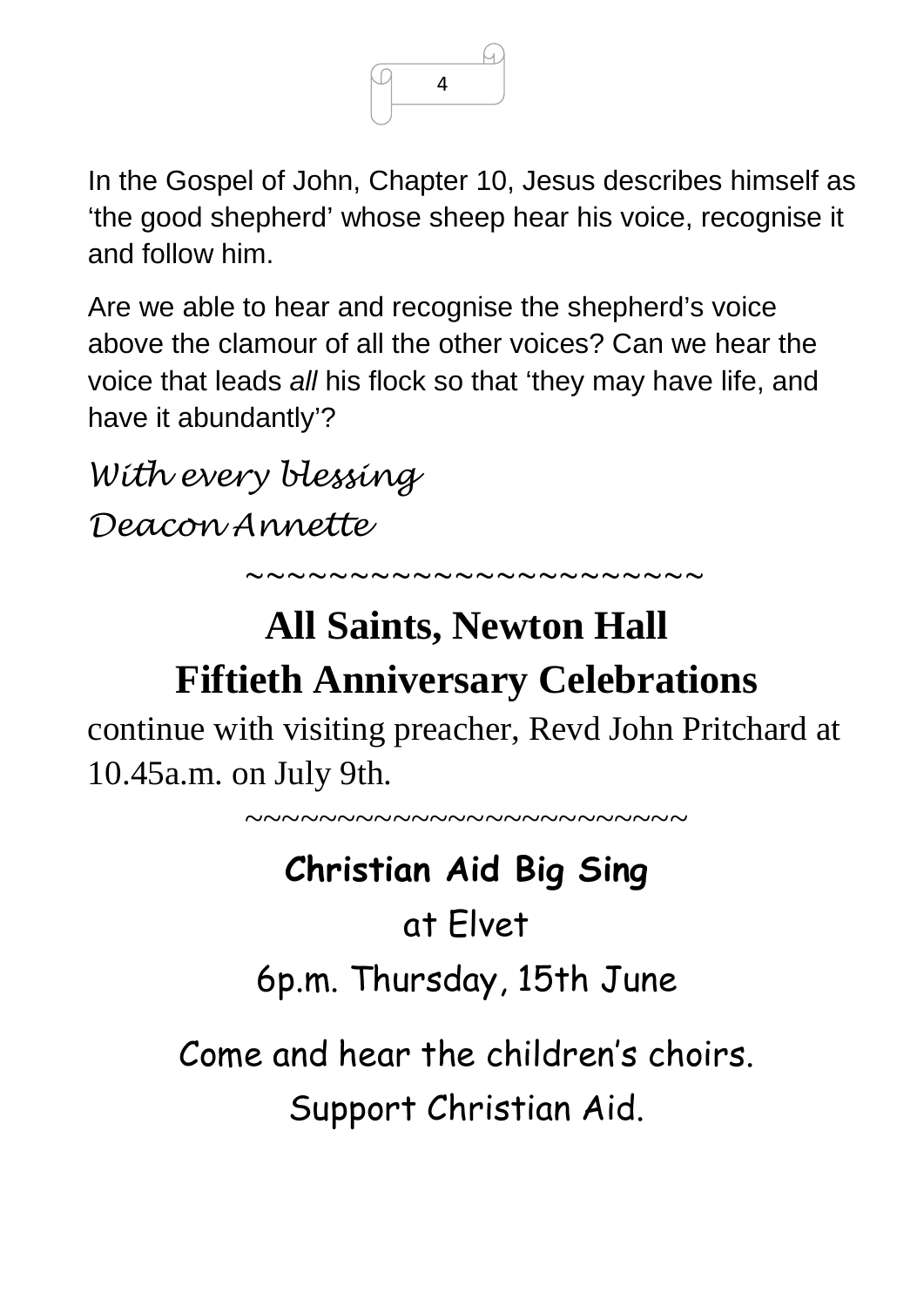In the Gospel of John, Chapter 10, Jesus describes himself as 'the good shepherd' whose sheep hear his voice, recognise it and follow him.

Are we able to hear and recognise the shepherd's voice above the clamour of all the other voices? Can we hear the voice that leads *all* his flock so that 'they may have life, and have it abundantly'?

*With every blessing*

*Deacon Annette*

~~~~~~~~~~~~~~~~~~~~~~~

## All Saints, Newton Hall
## Fiftieth Anniversary Celebrations

continue with visiting preacher, Revd John Pritchard at 10.45a.m. on July 9th.

~~~~~~~~~~~~~~~~~~~~~~~~

**Christian Aid Big Sing**

at Elvet

6p.m. Thursday, 15th June

Come and hear the children's choirs.

Support Christian Aid.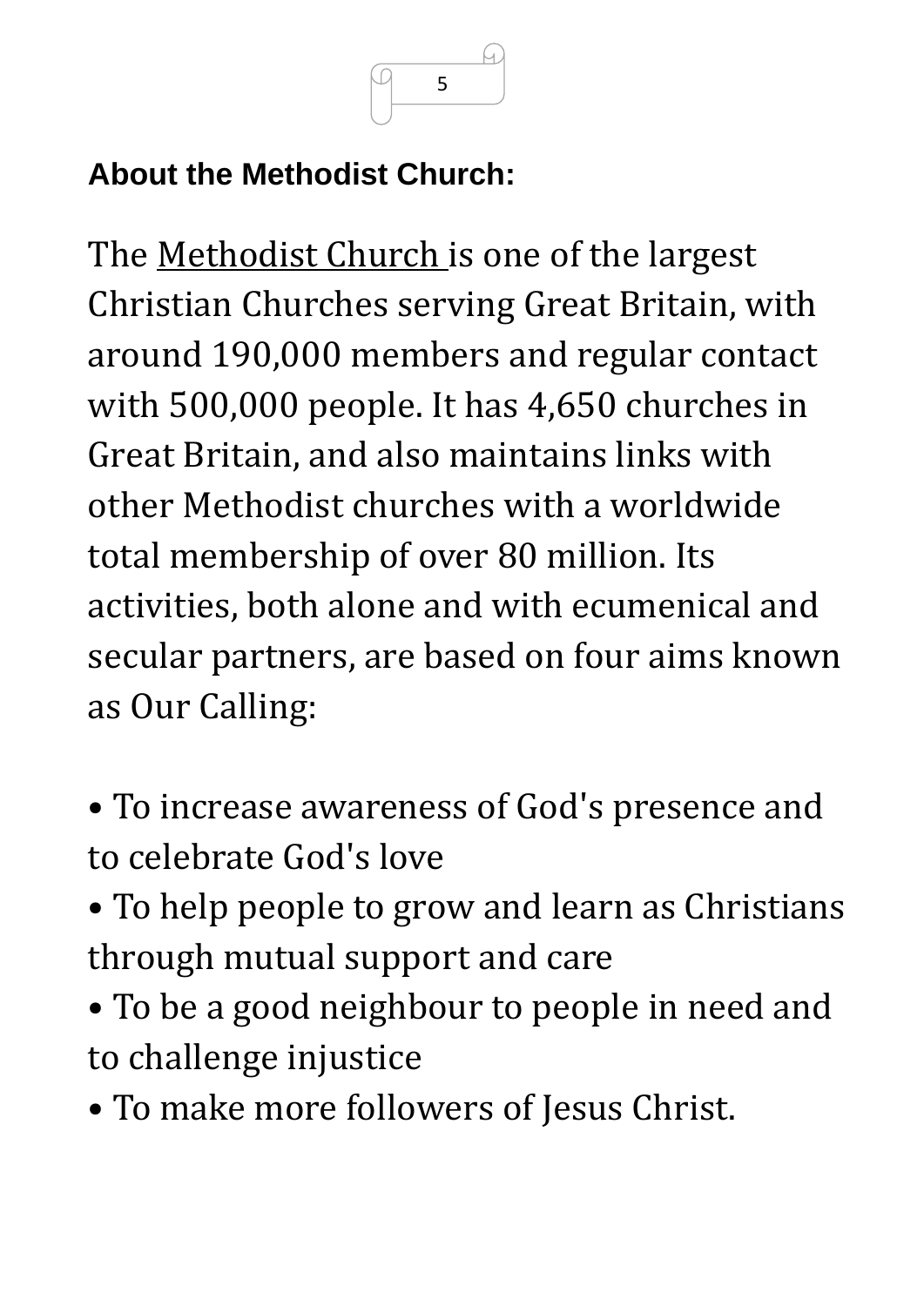## About the Methodist Church:

The Methodist Church is one of the largest Christian Churches serving Great Britain, with around 190,000 members and regular contact with 500,000 people. It has 4,650 churches in Great Britain, and also maintains links with other Methodist churches with a worldwide total membership of over 80 million. Its activities, both alone and with ecumenical and secular partners, are based on four aims known as Our Calling:

- To increase awareness of God's presence and to celebrate God's love
- To help people to grow and learn as Christians through mutual support and care
- To be a good neighbour to people in need and to challenge injustice
- To make more followers of Jesus Christ.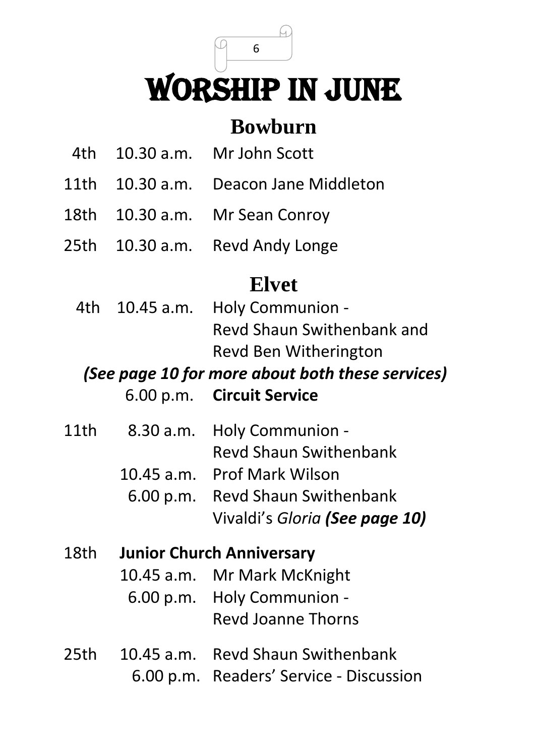# Worship in June

## Bowburn

| | | |
|---|---|---|
| 4th | 10.30 a.m. | Mr John Scott |
| 11th | 10.30 a.m. | Deacon Jane Middleton |
| 18th | 10.30 a.m. | Mr Sean Conroy |
| 25th | 10.30 a.m. | Revd Andy Longe |

## Elvet

4th 10.45 a.m. Holy Communion - Revd Shaun Swithenbank and Revd Ben Witherington

***(See page 10 for more about both these services)***

6.00 p.m. **Circuit Service**

11th 8.30 a.m. Holy Communion - Revd Shaun Swithenbank

10.45 a.m. Prof Mark Wilson

6.00 p.m. Revd Shaun Swithenbank Vivaldi's *Gloria* ***(See page 10)***

18th **Junior Church Anniversary**

10.45 a.m. Mr Mark McKnight

6.00 p.m. Holy Communion - Revd Joanne Thorns

25th 10.45 a.m. Revd Shaun Swithenbank

6.00 p.m. Readers' Service - Discussion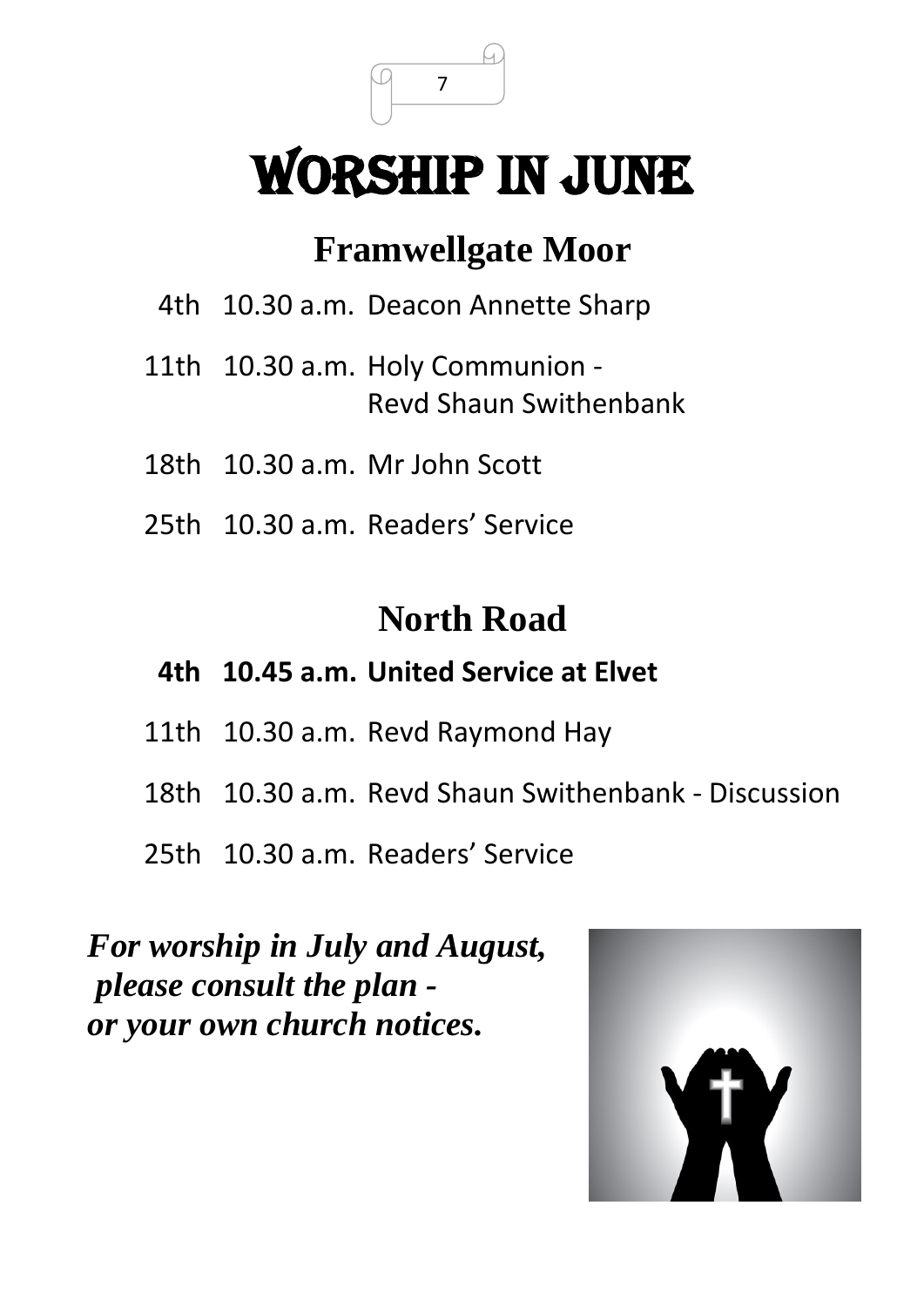# Worship in June

## Framwellgate Moor

4th 10.30 a.m. Deacon Annette Sharp

11th 10.30 a.m. Holy Communion - Revd Shaun Swithenbank

18th 10.30 a.m. Mr John Scott

25th 10.30 a.m. Readers' Service

## North Road

**4th 10.45 a.m. United Service at Elvet**

11th 10.30 a.m. Revd Raymond Hay

18th 10.30 a.m. Revd Shaun Swithenbank - Discussion

25th 10.30 a.m. Readers' Service

***For worship in July and August, please consult the plan - or your own church notices.***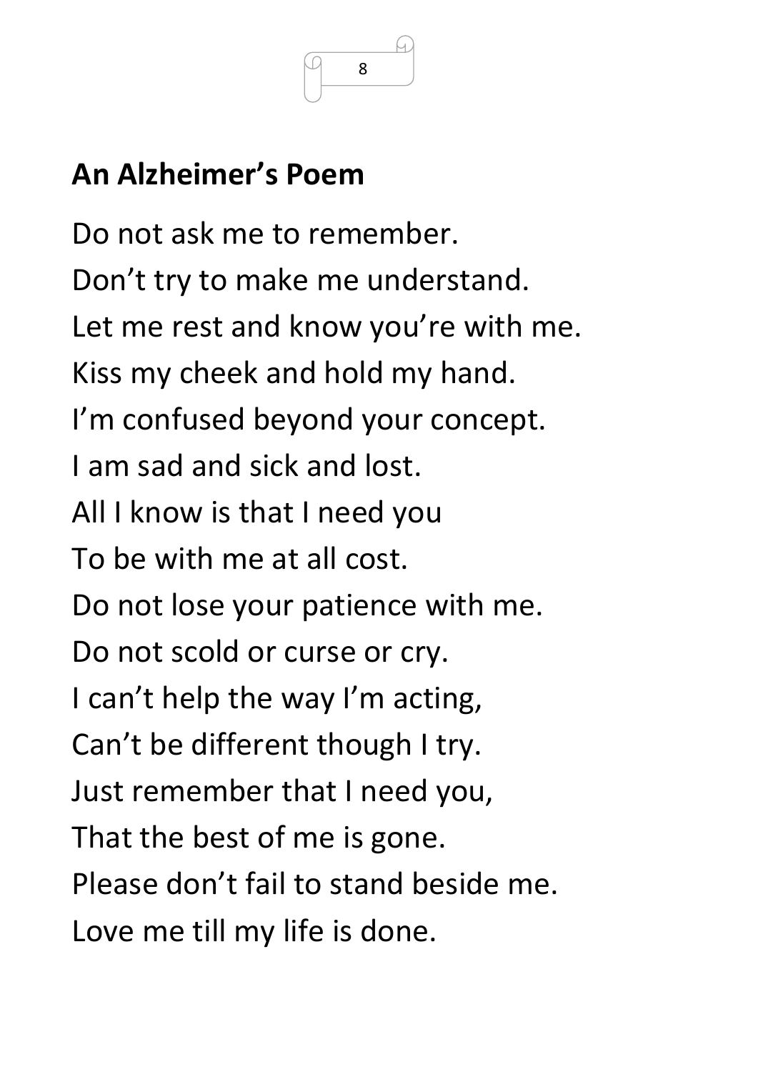## An Alzheimer's Poem

Do not ask me to remember.
Don't try to make me understand.
Let me rest and know you're with me.
Kiss my cheek and hold my hand.
I'm confused beyond your concept.
I am sad and sick and lost.
All I know is that I need you
To be with me at all cost.
Do not lose your patience with me.
Do not scold or curse or cry.
I can't help the way I'm acting,
Can't be different though I try.
Just remember that I need you,
That the best of me is gone.
Please don't fail to stand beside me.
Love me till my life is done.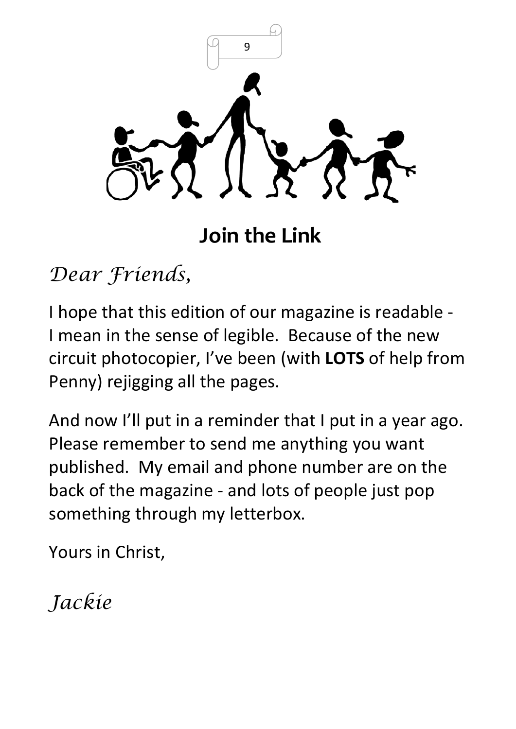# Join the Link

*Dear Friends,*

I hope that this edition of our magazine is readable - I mean in the sense of legible. Because of the new circuit photocopier, I've been (with **LOTS** of help from Penny) rejigging all the pages.

And now I'll put in a reminder that I put in a year ago. Please remember to send me anything you want published. My email and phone number are on the back of the magazine - and lots of people just pop something through my letterbox.

Yours in Christ,

*Jackie*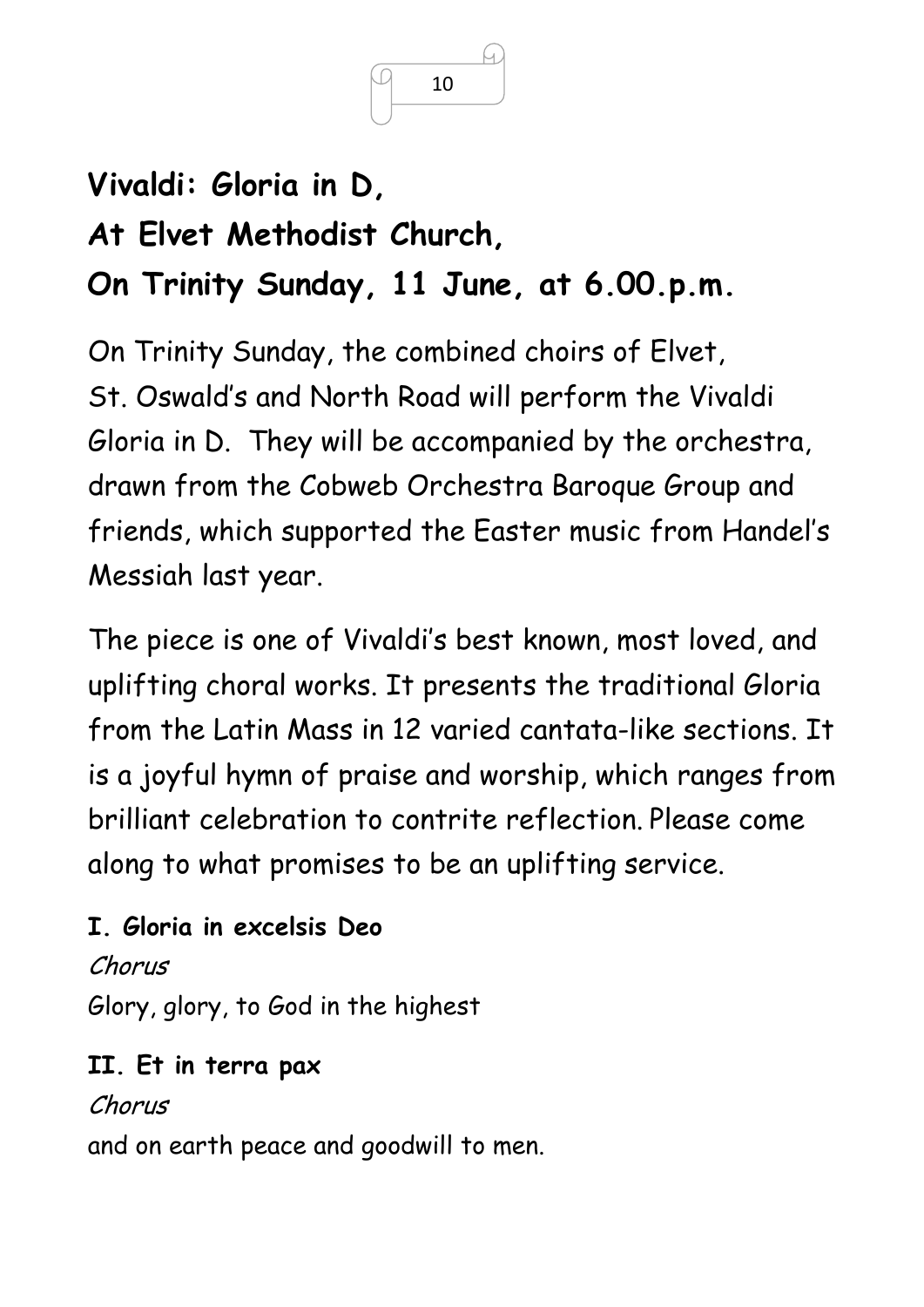# Vivaldi: Gloria in D,
# At Elvet Methodist Church,
# On Trinity Sunday, 11 June, at 6.00.p.m.

On Trinity Sunday, the combined choirs of Elvet, St. Oswald's and North Road will perform the Vivaldi Gloria in D. They will be accompanied by the orchestra, drawn from the Cobweb Orchestra Baroque Group and friends, which supported the Easter music from Handel's Messiah last year.

The piece is one of Vivaldi's best known, most loved, and uplifting choral works. It presents the traditional Gloria from the Latin Mass in 12 varied cantata-like sections. It is a joyful hymn of praise and worship, which ranges from brilliant celebration to contrite reflection. Please come along to what promises to be an uplifting service.

**I. Gloria in excelsis Deo**

*Chorus*

Glory, glory, to God in the highest

**II. Et in terra pax**

*Chorus*

and on earth peace and goodwill to men.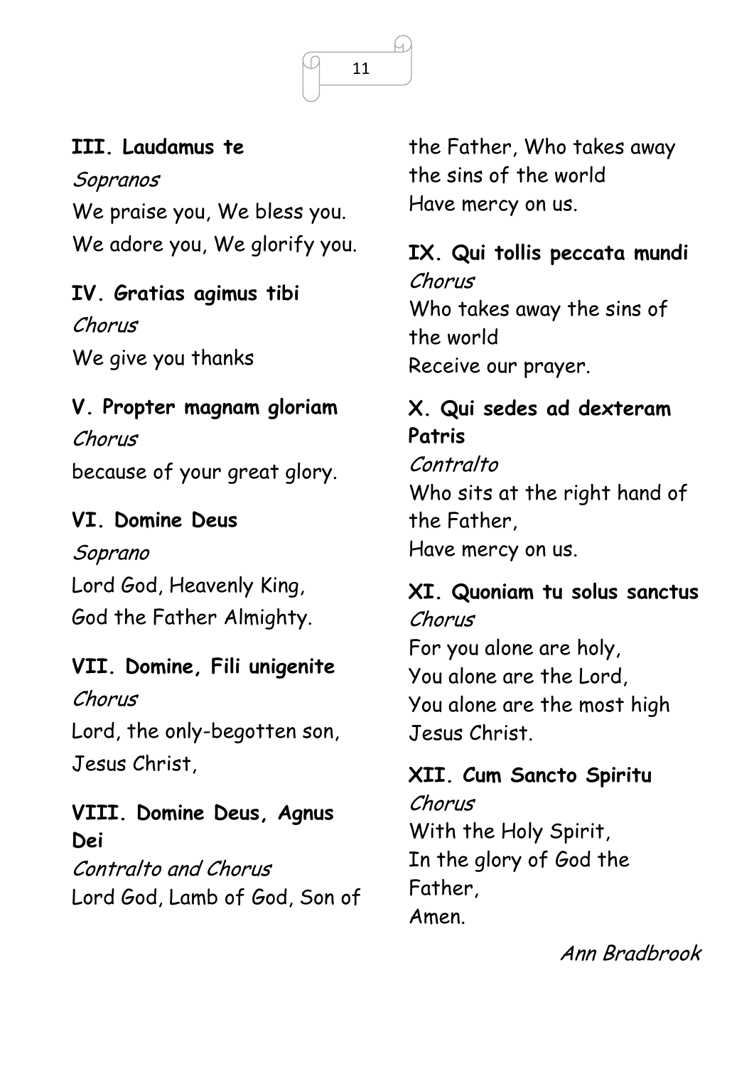**III. Laudamus te**

*Sopranos*

We praise you, We bless you.
We adore you, We glorify you.

**IV. Gratias agimus tibi**

*Chorus*

We give you thanks

**V. Propter magnam gloriam**

*Chorus*

because of your great glory.

**VI. Domine Deus**

*Soprano*

Lord God, Heavenly King,
God the Father Almighty.

**VII. Domine, Fili unigenite**

*Chorus*

Lord, the only-begotten son,
Jesus Christ,

**VIII. Domine Deus, Agnus Dei**

*Contralto and Chorus*

Lord God, Lamb of God, Son of the Father, Who takes away the sins of the world
Have mercy on us.

**IX. Qui tollis peccata mundi**

*Chorus*

Who takes away the sins of the world
Receive our prayer.

**X. Qui sedes ad dexteram Patris**

*Contralto*

Who sits at the right hand of the Father,
Have mercy on us.

**XI. Quoniam tu solus sanctus**

*Chorus*

For you alone are holy,
You alone are the Lord,
You alone are the most high
Jesus Christ.

**XII. Cum Sancto Spiritu**

*Chorus*

With the Holy Spirit,
In the glory of God the Father,
Amen.

*Ann Bradbrook*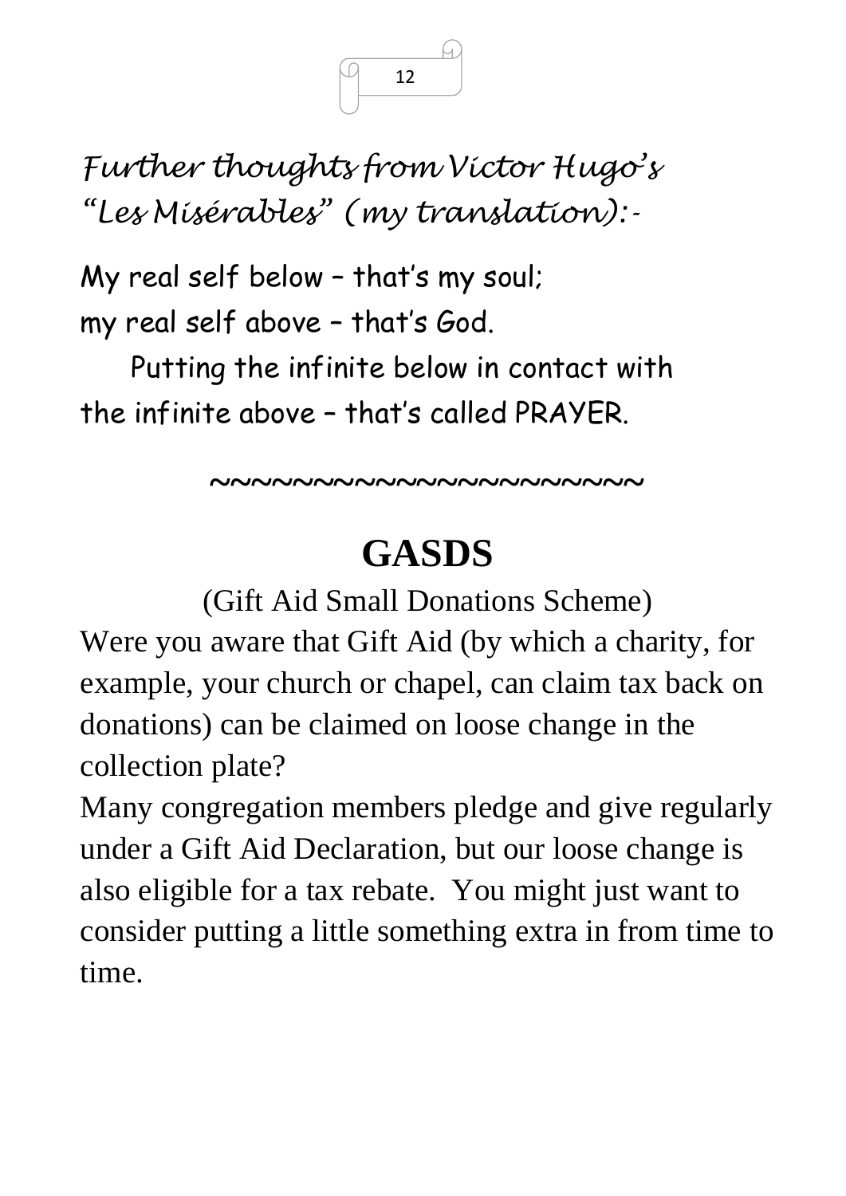*Further thoughts from Victor Hugo's "Les Misérables" (my translation):-*

My real self below – that's my soul;
my real self above – that's God.

Putting the infinite below in contact with the infinite above – that's called PRAYER.

~~~~~~~~~~~~~~~~~~~~~

# GASDS

(Gift Aid Small Donations Scheme)

Were you aware that Gift Aid (by which a charity, for example, your church or chapel, can claim tax back on donations) can be claimed on loose change in the collection plate?

Many congregation members pledge and give regularly under a Gift Aid Declaration, but our loose change is also eligible for a tax rebate. You might just want to consider putting a little something extra in from time to time.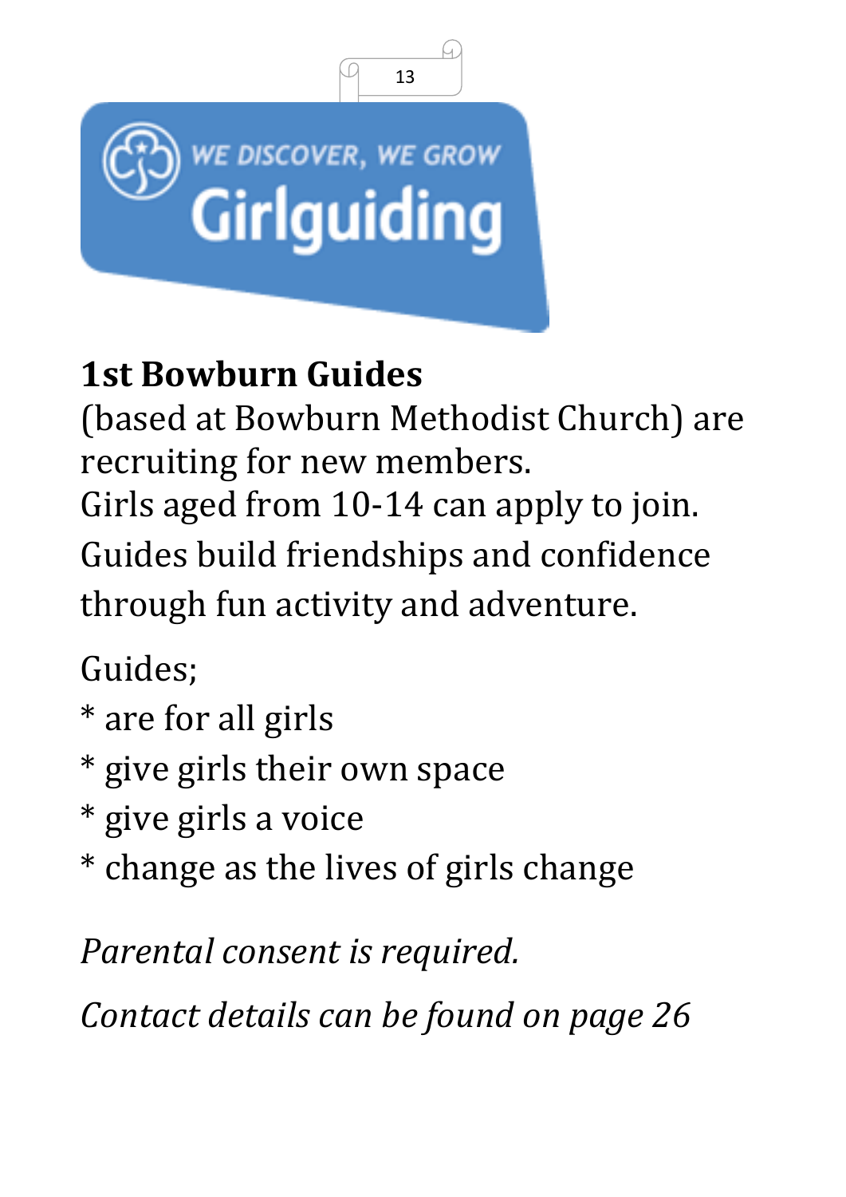WE DISCOVER, WE GROW

Girlguiding

**1st Bowburn Guides**

(based at Bowburn Methodist Church) are recruiting for new members.
Girls aged from 10-14 can apply to join.
Guides build friendships and confidence through fun activity and adventure.

Guides;

* are for all girls
* give girls their own space
* give girls a voice
* change as the lives of girls change

*Parental consent is required.*

*Contact details can be found on page 26*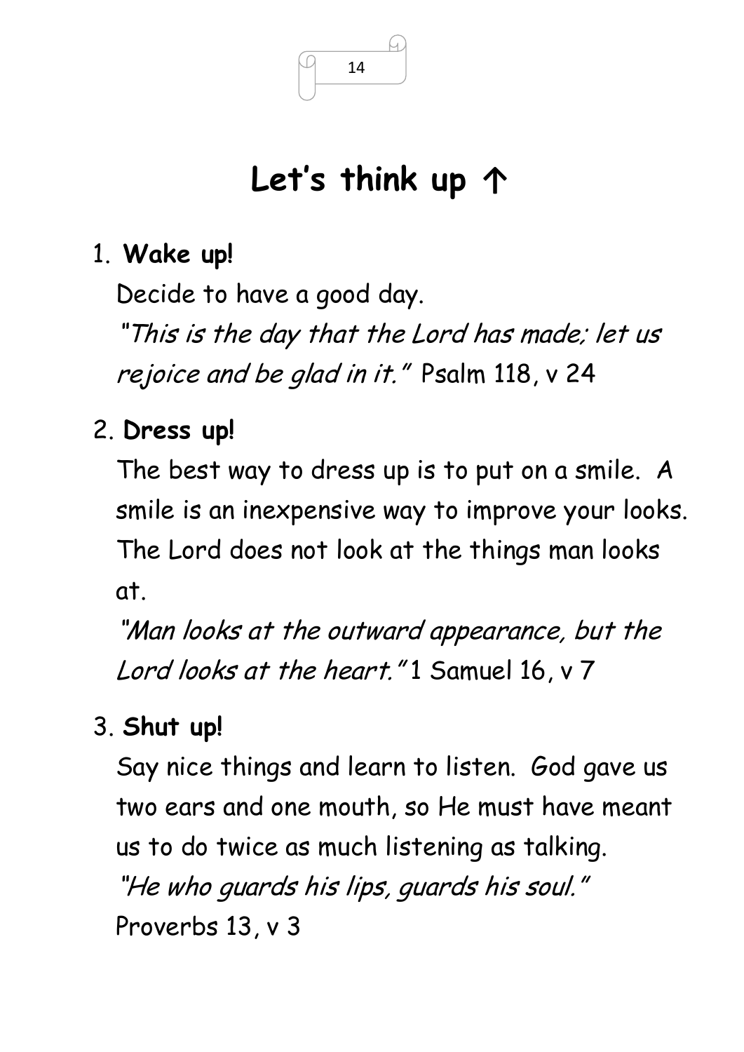# Let's think up ↑

1. **Wake up!**

   Decide to have a good day.

   *"This is the day that the Lord has made; let us rejoice and be glad in it."* Psalm 118, v 24

2. **Dress up!**

   The best way to dress up is to put on a smile. A smile is an inexpensive way to improve your looks. The Lord does not look at the things man looks at.

   *"Man looks at the outward appearance, but the Lord looks at the heart."* 1 Samuel 16, v 7

3. **Shut up!**

   Say nice things and learn to listen. God gave us two ears and one mouth, so He must have meant us to do twice as much listening as talking.

   *"He who guards his lips, guards his soul."* Proverbs 13, v 3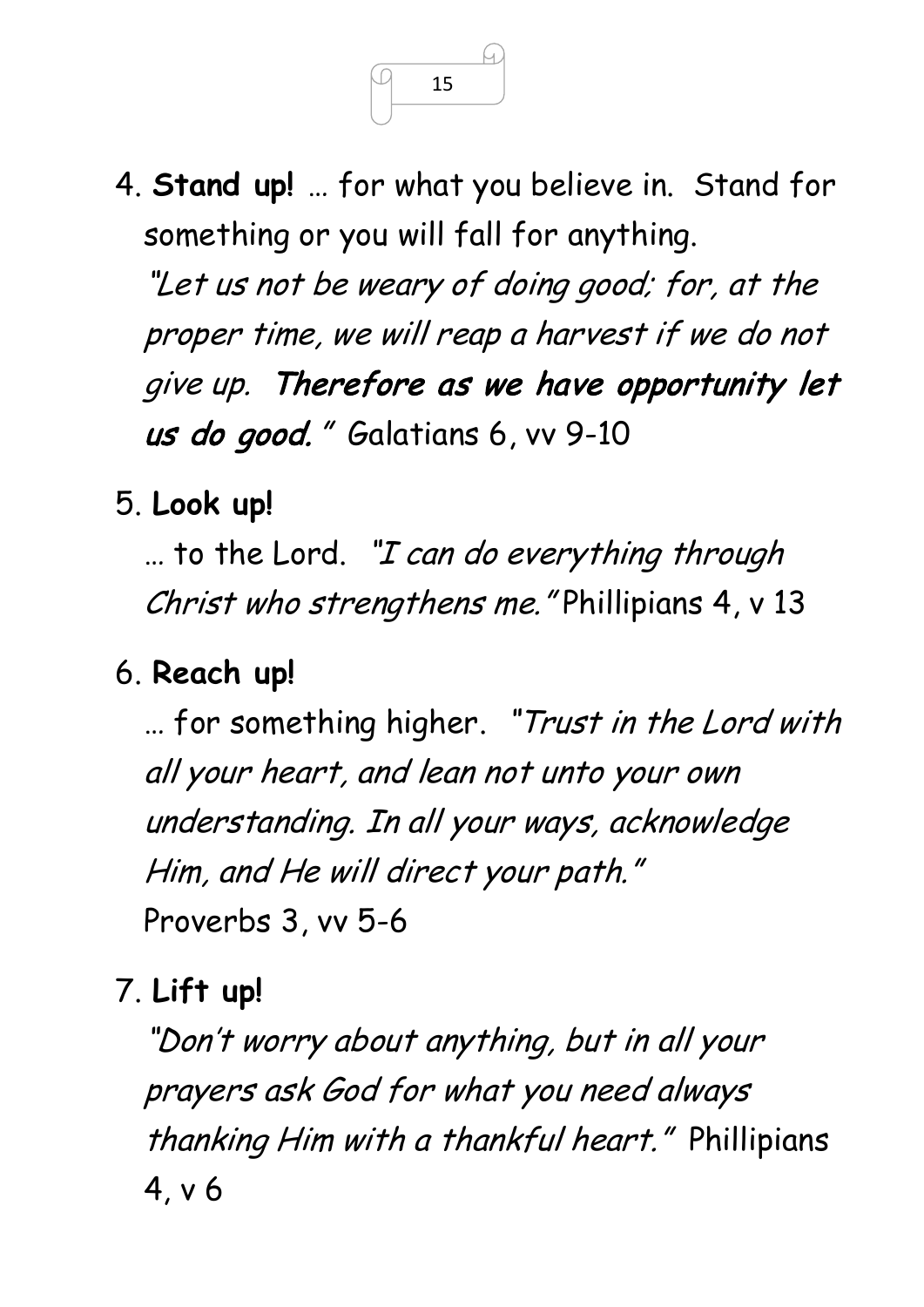4. **Stand up!** … for what you believe in. Stand for something or you will fall for anything.
   *"Let us not be weary of doing good; for, at the proper time, we will reap a harvest if we do not give up.* ***Therefore as we have opportunity let us do good.****"* Galatians 6, vv 9-10

5. **Look up!**
   … to the Lord. *"I can do everything through Christ who strengthens me."* Phillipians 4, v 13

6. **Reach up!**
   … for something higher. *"Trust in the Lord with all your heart, and lean not unto your own understanding. In all your ways, acknowledge Him, and He will direct your path."*
   Proverbs 3, vv 5-6

7. **Lift up!**
   *"Don't worry about anything, but in all your prayers ask God for what you need always thanking Him with a thankful heart."* Phillipians 4, v 6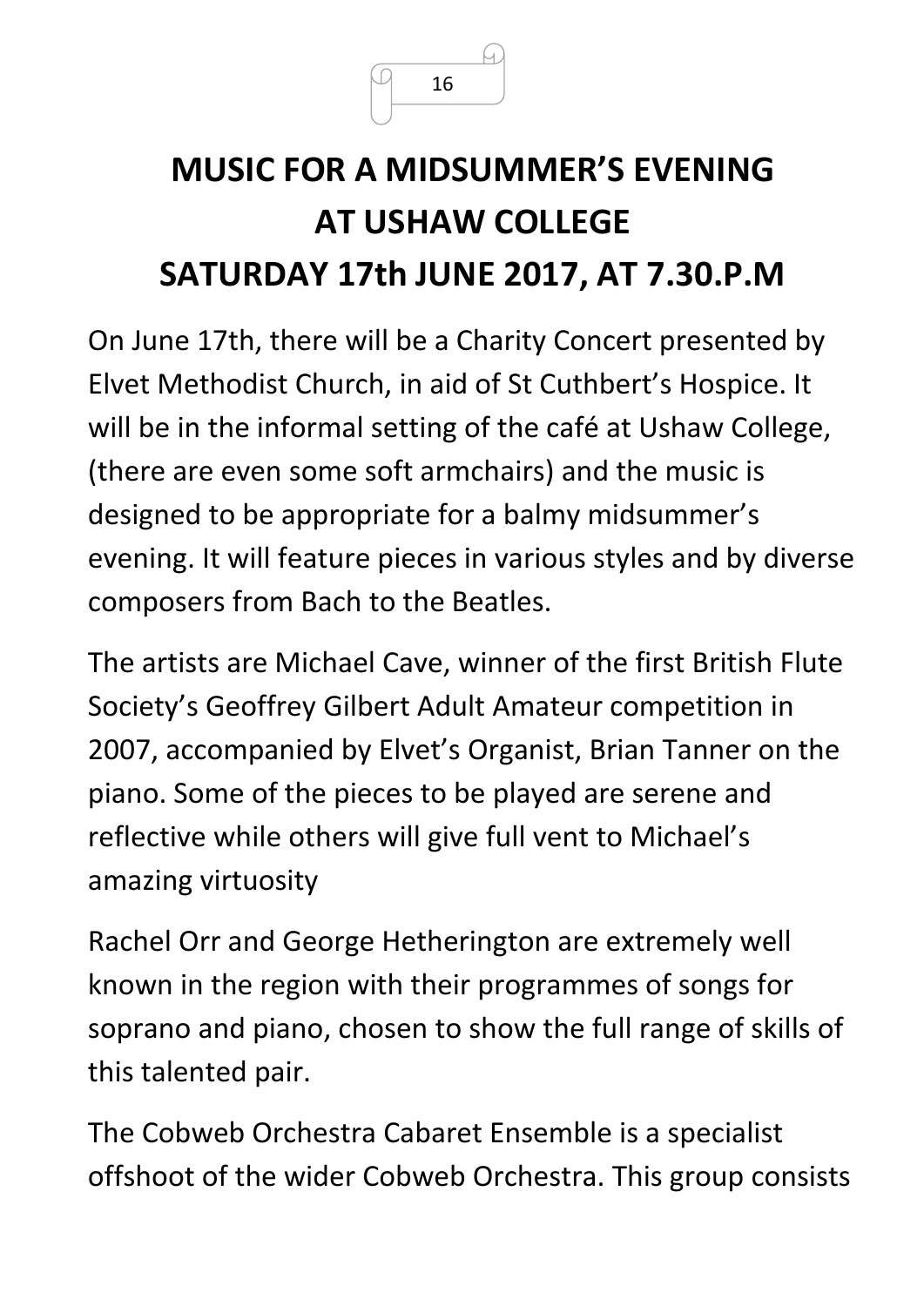# MUSIC FOR A MIDSUMMER'S EVENING AT USHAW COLLEGE SATURDAY 17th JUNE 2017, AT 7.30.P.M

On June 17th, there will be a Charity Concert presented by Elvet Methodist Church, in aid of St Cuthbert's Hospice. It will be in the informal setting of the café at Ushaw College, (there are even some soft armchairs) and the music is designed to be appropriate for a balmy midsummer's evening. It will feature pieces in various styles and by diverse composers from Bach to the Beatles.

The artists are Michael Cave, winner of the first British Flute Society's Geoffrey Gilbert Adult Amateur competition in 2007, accompanied by Elvet's Organist, Brian Tanner on the piano. Some of the pieces to be played are serene and reflective while others will give full vent to Michael's amazing virtuosity

Rachel Orr and George Hetherington are extremely well known in the region with their programmes of songs for soprano and piano, chosen to show the full range of skills of this talented pair.

The Cobweb Orchestra Cabaret Ensemble is a specialist offshoot of the wider Cobweb Orchestra. This group consists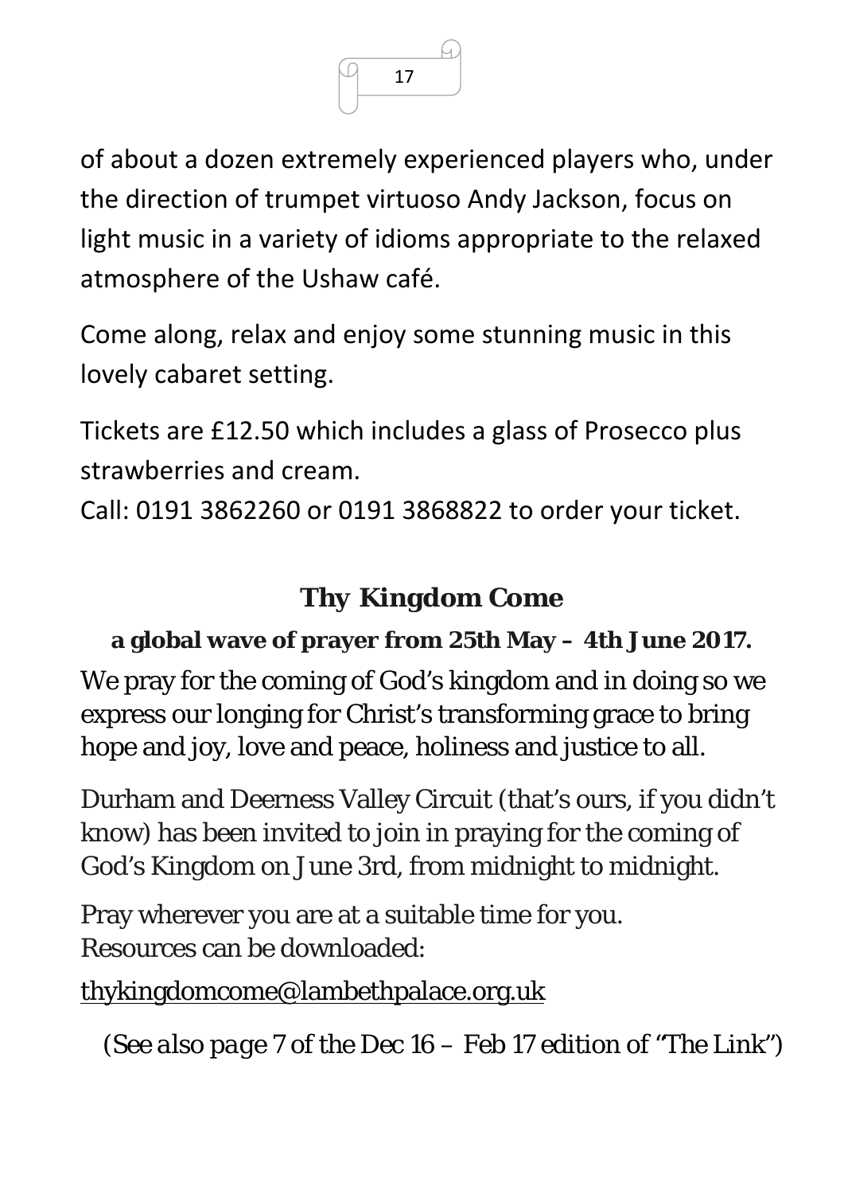of about a dozen extremely experienced players who, under the direction of trumpet virtuoso Andy Jackson, focus on light music in a variety of idioms appropriate to the relaxed atmosphere of the Ushaw café.

Come along, relax and enjoy some stunning music in this lovely cabaret setting.

Tickets are £12.50 which includes a glass of Prosecco plus strawberries and cream.
Call: 0191 3862260 or 0191 3868822 to order your ticket.

## Thy Kingdom Come

**a global wave of prayer from 25th May – 4th June 2017.**

We pray for the coming of God's kingdom and in doing so we express our longing for Christ's transforming grace to bring hope and joy, love and peace, holiness and justice to all.

Durham and Deerness Valley Circuit (that's ours, if you didn't know) has been invited to join in praying for the coming of God's Kingdom on June 3rd, from midnight to midnight.

Pray wherever you are at a suitable time for you.
Resources can be downloaded:

thykingdomcome@lambethpalace.org.uk

*(See also page 7 of the Dec 16 – Feb 17 edition of "The Link")*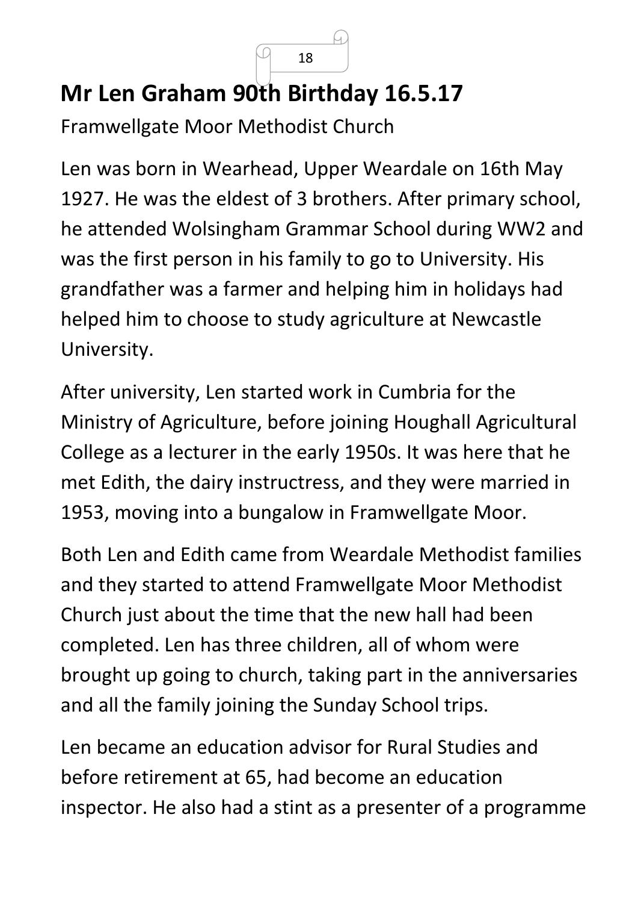# Mr Len Graham 90th Birthday 16.5.17

Framwellgate Moor Methodist Church

Len was born in Wearhead, Upper Weardale on 16th May 1927. He was the eldest of 3 brothers. After primary school, he attended Wolsingham Grammar School during WW2 and was the first person in his family to go to University. His grandfather was a farmer and helping him in holidays had helped him to choose to study agriculture at Newcastle University.

After university, Len started work in Cumbria for the Ministry of Agriculture, before joining Houghall Agricultural College as a lecturer in the early 1950s. It was here that he met Edith, the dairy instructress, and they were married in 1953, moving into a bungalow in Framwellgate Moor.

Both Len and Edith came from Weardale Methodist families and they started to attend Framwellgate Moor Methodist Church just about the time that the new hall had been completed. Len has three children, all of whom were brought up going to church, taking part in the anniversaries and all the family joining the Sunday School trips.

Len became an education advisor for Rural Studies and before retirement at 65, had become an education inspector. He also had a stint as a presenter of a programme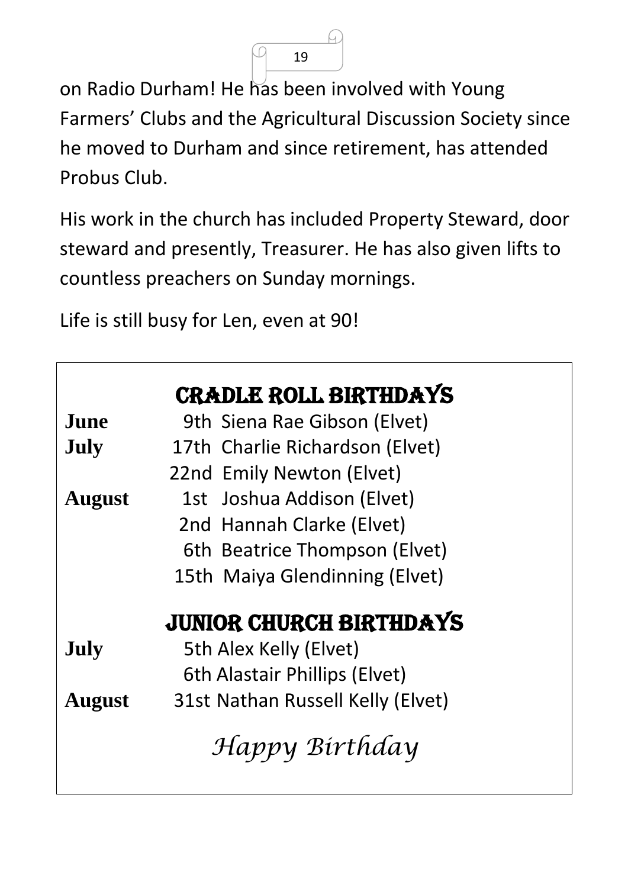on Radio Durham! He has been involved with Young Farmers' Clubs and the Agricultural Discussion Society since he moved to Durham and since retirement, has attended Probus Club.

His work in the church has included Property Steward, door steward and presently, Treasurer. He has also given lifts to countless preachers on Sunday mornings.

Life is still busy for Len, even at 90!

## CRADLE ROLL BIRTHDAYS

| | |
|---|---|
| **June** | 9th Siena Rae Gibson (Elvet) |
| **July** | 17th Charlie Richardson (Elvet) |
| | 22nd Emily Newton (Elvet) |
| **August** | 1st Joshua Addison (Elvet) |
| | 2nd Hannah Clarke (Elvet) |
| | 6th Beatrice Thompson (Elvet) |
| | 15th Maiya Glendinning (Elvet) |

## JUNIOR CHURCH BIRTHDAYS

| | |
|---|---|
| **July** | 5th Alex Kelly (Elvet) |
| | 6th Alastair Phillips (Elvet) |
| **August** | 31st Nathan Russell Kelly (Elvet) |

*Happy Birthday*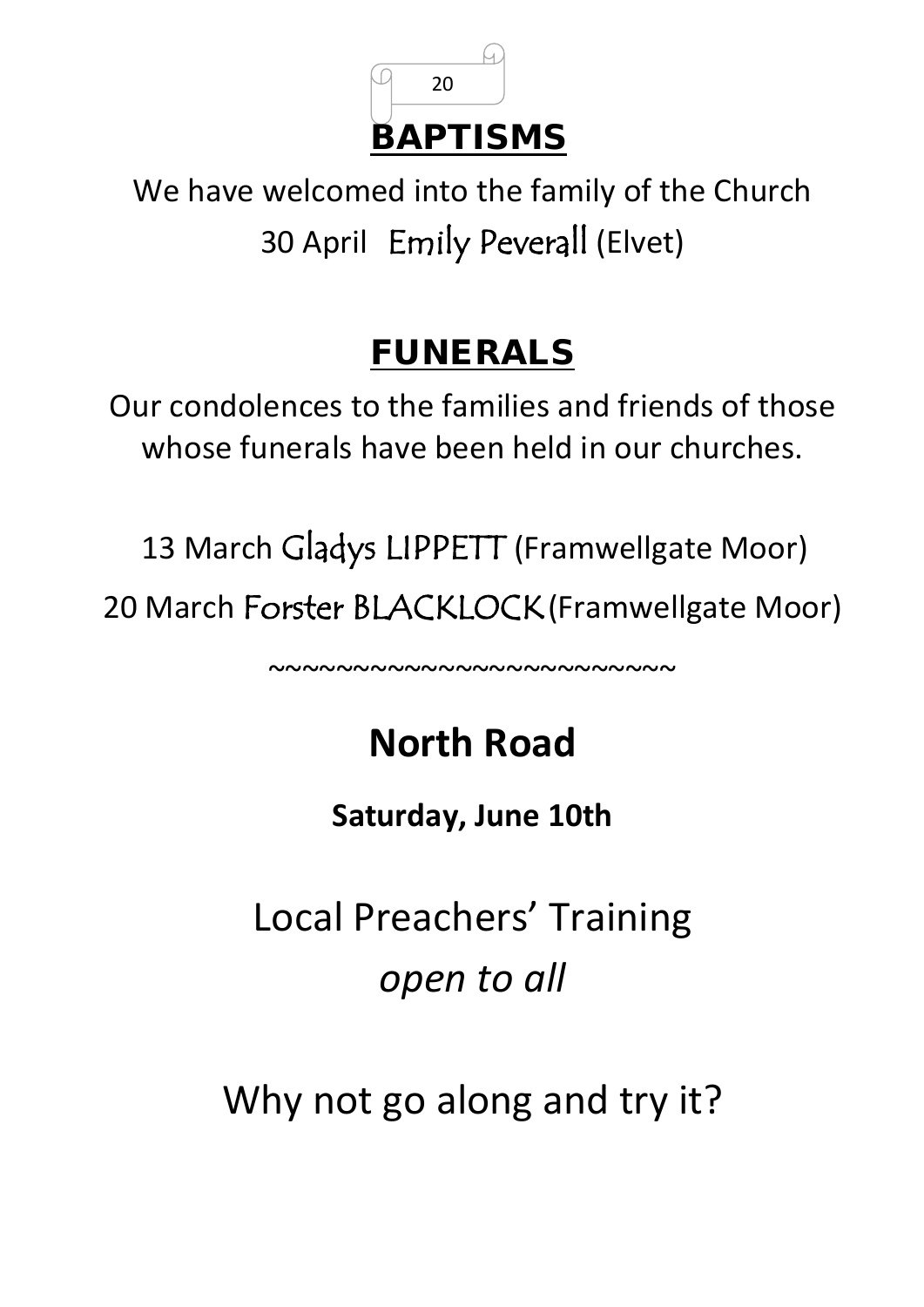# BAPTISMS

We have welcomed into the family of the Church

30 April Emily Peverall (Elvet)

# FUNERALS

Our condolences to the families and friends of those whose funerals have been held in our churches.

13 March Gladys LIPPETT (Framwellgate Moor)

20 March Forster BLACKLOCK (Framwellgate Moor)

~~~~~~~~~~~~~~~~~~~~~~~~~

## North Road

**Saturday, June 10th**

Local Preachers' Training

*open to all*

Why not go along and try it?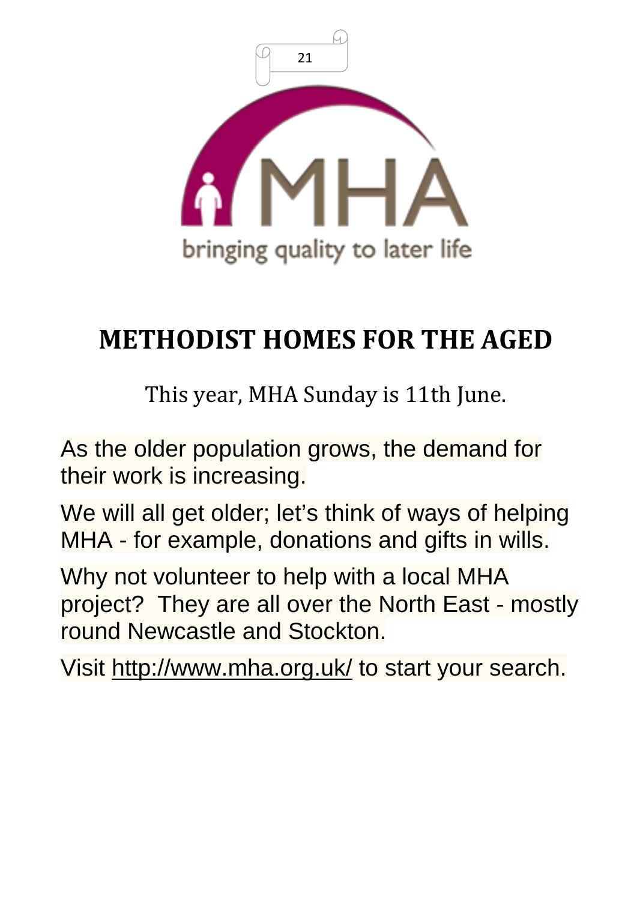# METHODIST HOMES FOR THE AGED

This year, MHA Sunday is 11th June.

As the older population grows, the demand for their work is increasing.

We will all get older; let's think of ways of helping MHA - for example, donations and gifts in wills.

Why not volunteer to help with a local MHA project? They are all over the North East - mostly round Newcastle and Stockton.

Visit http://www.mha.org.uk/ to start your search.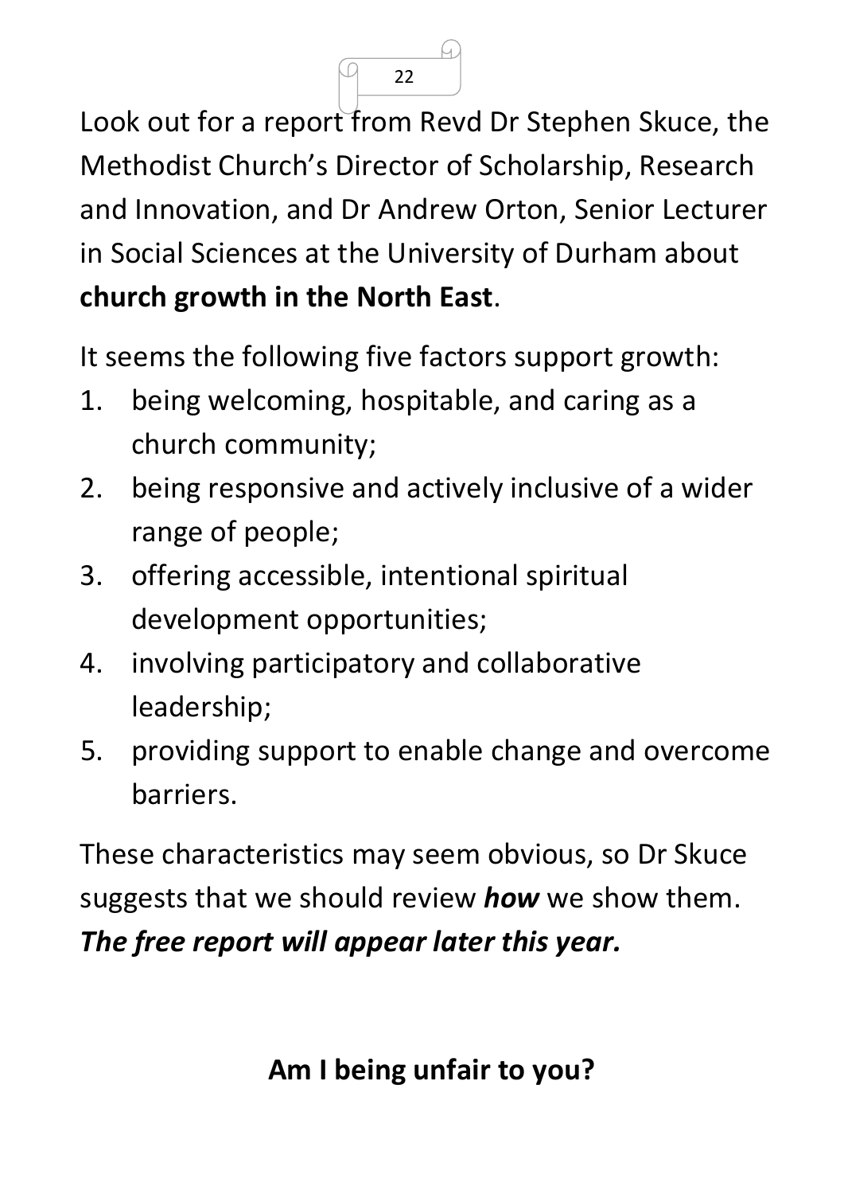Look out for a report from Revd Dr Stephen Skuce, the Methodist Church's Director of Scholarship, Research and Innovation, and Dr Andrew Orton, Senior Lecturer in Social Sciences at the University of Durham about **church growth in the North East**.

It seems the following five factors support growth:

1. being welcoming, hospitable, and caring as a church community;
2. being responsive and actively inclusive of a wider range of people;
3. offering accessible, intentional spiritual development opportunities;
4. involving participatory and collaborative leadership;
5. providing support to enable change and overcome barriers.

These characteristics may seem obvious, so Dr Skuce suggests that we should review ***how*** we show them. ***The free report will appear later this year.***

## Am I being unfair to you?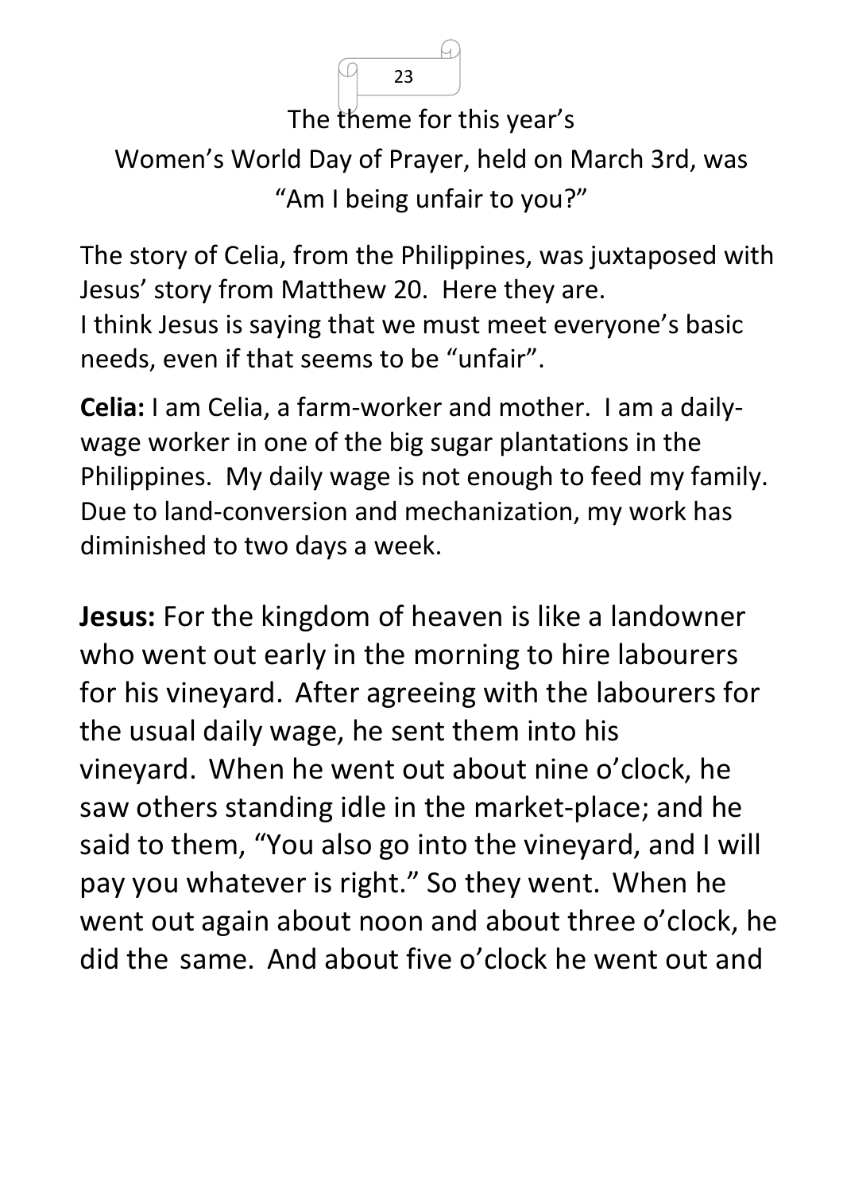The theme for this year's

Women's World Day of Prayer, held on March 3rd, was

"Am I being unfair to you?"

The story of Celia, from the Philippines, was juxtaposed with Jesus' story from Matthew 20. Here they are.
I think Jesus is saying that we must meet everyone's basic needs, even if that seems to be "unfair".

**Celia:** I am Celia, a farm-worker and mother. I am a daily-wage worker in one of the big sugar plantations in the Philippines. My daily wage is not enough to feed my family. Due to land-conversion and mechanization, my work has diminished to two days a week.

**Jesus:** For the kingdom of heaven is like a landowner who went out early in the morning to hire labourers for his vineyard. After agreeing with the labourers for the usual daily wage, he sent them into his vineyard. When he went out about nine o'clock, he saw others standing idle in the market-place; and he said to them, "You also go into the vineyard, and I will pay you whatever is right." So they went. When he went out again about noon and about three o'clock, he did the same. And about five o'clock he went out and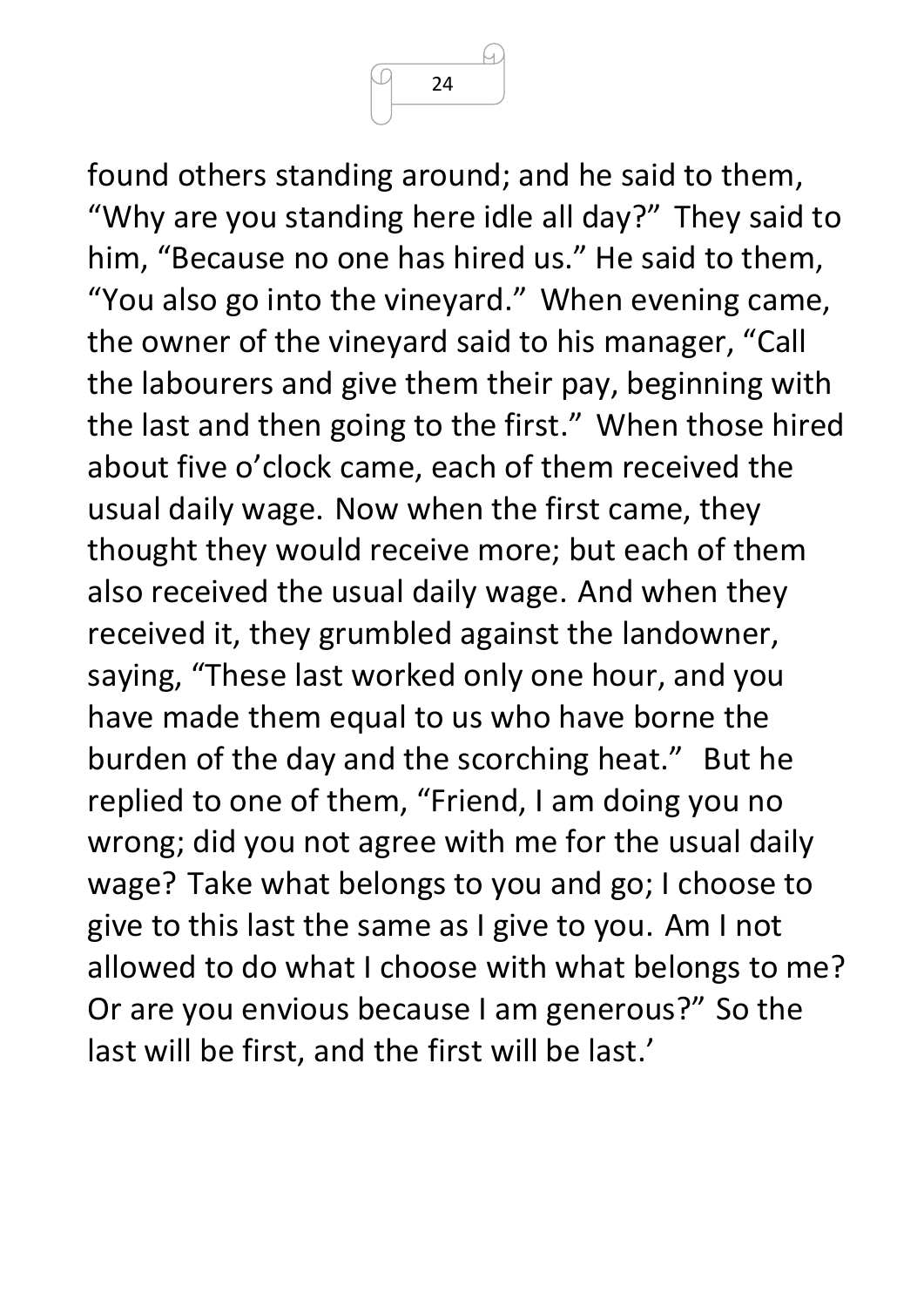found others standing around; and he said to them, “Why are you standing here idle all day?” They said to him, “Because no one has hired us.” He said to them, “You also go into the vineyard.” When evening came, the owner of the vineyard said to his manager, “Call the labourers and give them their pay, beginning with the last and then going to the first.” When those hired about five o’clock came, each of them received the usual daily wage. Now when the first came, they thought they would receive more; but each of them also received the usual daily wage. And when they received it, they grumbled against the landowner, saying, “These last worked only one hour, and you have made them equal to us who have borne the burden of the day and the scorching heat.” But he replied to one of them, “Friend, I am doing you no wrong; did you not agree with me for the usual daily wage? Take what belongs to you and go; I choose to give to this last the same as I give to you. Am I not allowed to do what I choose with what belongs to me? Or are you envious because I am generous?” So the last will be first, and the first will be last.’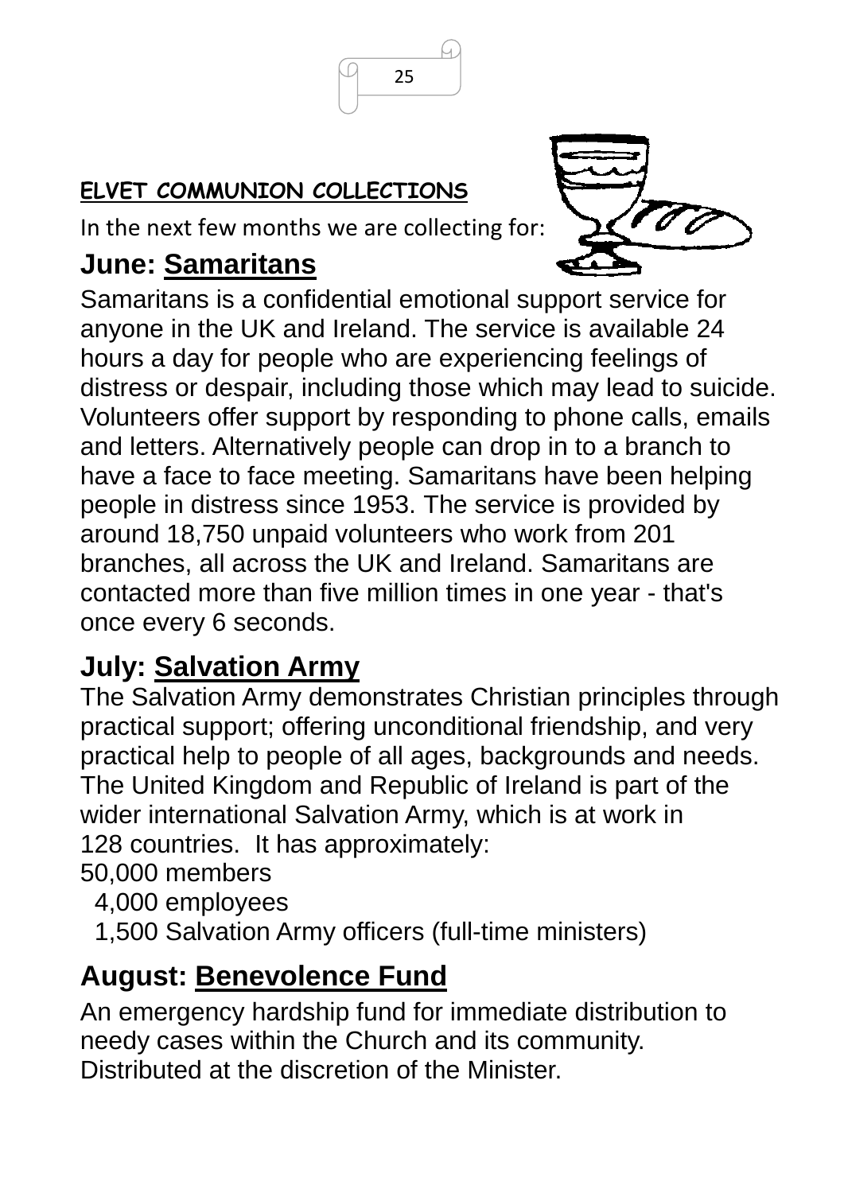## ELVET COMMUNION COLLECTIONS

In the next few months we are collecting for:

### June: Samaritans

Samaritans is a confidential emotional support service for anyone in the UK and Ireland. The service is available 24 hours a day for people who are experiencing feelings of distress or despair, including those which may lead to suicide. Volunteers offer support by responding to phone calls, emails and letters. Alternatively people can drop in to a branch to have a face to face meeting. Samaritans have been helping people in distress since 1953. The service is provided by around 18,750 unpaid volunteers who work from 201 branches, all across the UK and Ireland. Samaritans are contacted more than five million times in one year - that's once every 6 seconds.

### July: Salvation Army

The Salvation Army demonstrates Christian principles through practical support; offering unconditional friendship, and very practical help to people of all ages, backgrounds and needs. The United Kingdom and Republic of Ireland is part of the wider international Salvation Army, which is at work in 128 countries. It has approximately:

50,000 members
4,000 employees
1,500 Salvation Army officers (full-time ministers)

### August: Benevolence Fund

An emergency hardship fund for immediate distribution to needy cases within the Church and its community. Distributed at the discretion of the Minister.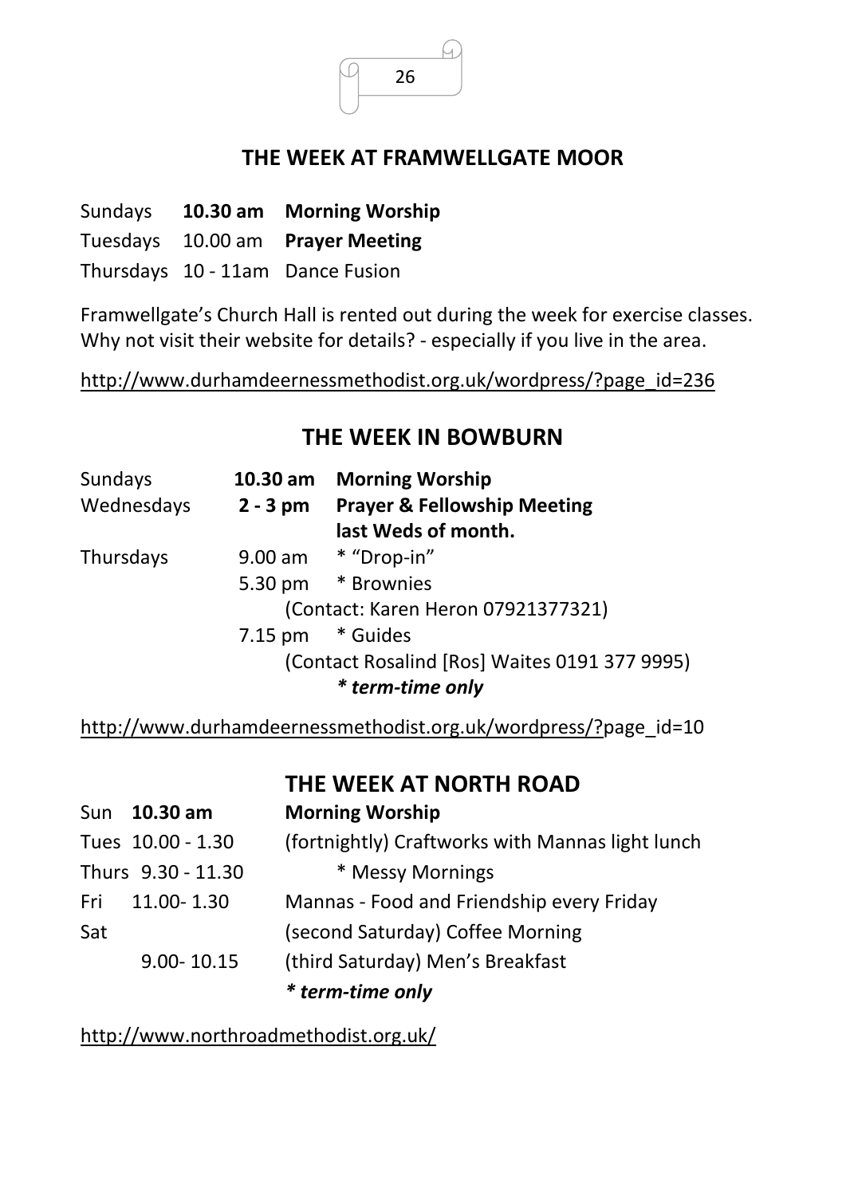## THE WEEK AT FRAMWELLGATE MOOR

| | | |
|---|---|---|
| Sundays | **10.30 am** | **Morning Worship** |
| Tuesdays | 10.00 am | **Prayer Meeting** |
| Thursdays | 10 - 11am | Dance Fusion |

Framwellgate's Church Hall is rented out during the week for exercise classes. Why not visit their website for details? - especially if you live in the area.

http://www.durhamdeernessmethodist.org.uk/wordpress/?page_id=236

## THE WEEK IN BOWBURN

| | | |
|---|---|---|
| Sundays | **10.30 am** | **Morning Worship** |
| Wednesdays | **2 - 3 pm** | **Prayer & Fellowship Meeting last Weds of month.** |
| Thursdays | 9.00 am | * "Drop-in" |
| | 5.30 pm | * Brownies (Contact: Karen Heron 07921377321) |
| | 7.15 pm | * Guides (Contact Rosalind [Ros] Waites 0191 377 9995) |
| | | ***** term-time only*** |

http://www.durhamdeernessmethodist.org.uk/wordpress/?page_id=10

## THE WEEK AT NORTH ROAD

| | | |
|---|---|---|
| Sun | **10.30 am** | **Morning Worship** |
| Tues | 10.00 - 1.30 | (fortnightly) Craftworks with Mannas light lunch |
| Thurs | 9.30 - 11.30 | * Messy Mornings |
| Fri | 11.00- 1.30 | Mannas - Food and Friendship every Friday |
| Sat | | (second Saturday) Coffee Morning |
| | 9.00- 10.15 | (third Saturday) Men's Breakfast |
| | | ***** term-time only*** |

http://www.northroadmethodist.org.uk/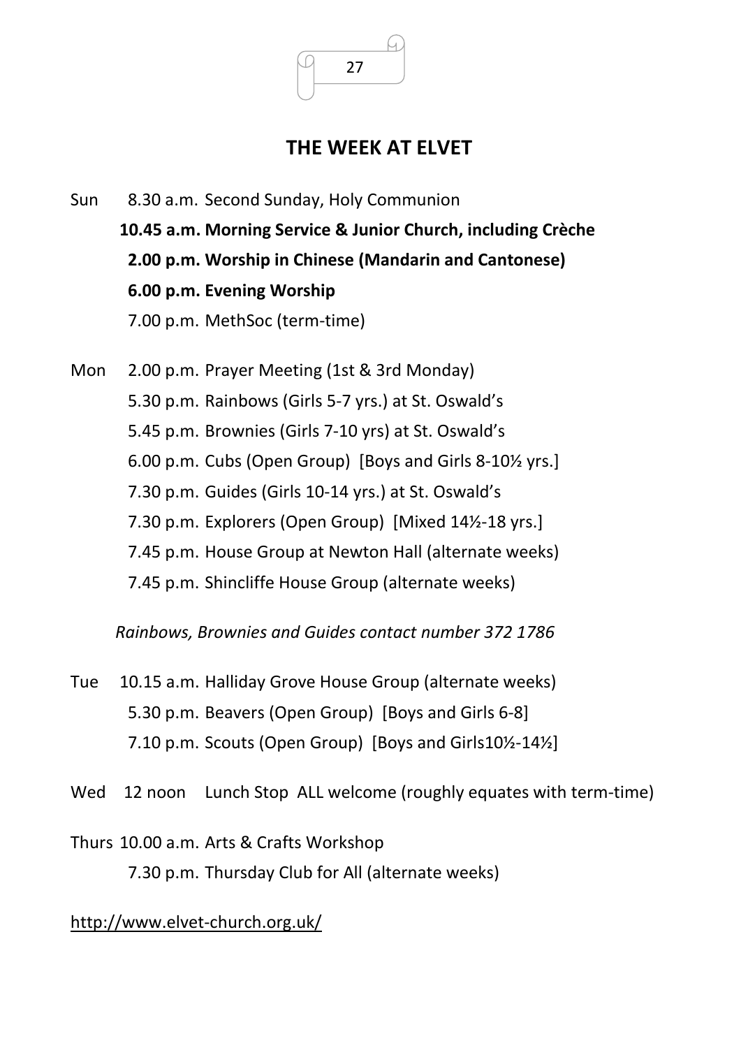## THE WEEK AT ELVET

Sun 8.30 a.m. Second Sunday, Holy Communion

**10.45 a.m. Morning Service & Junior Church, including Crèche**

**2.00 p.m. Worship in Chinese (Mandarin and Cantonese)**

**6.00 p.m. Evening Worship**

7.00 p.m. MethSoc (term-time)

Mon 2.00 p.m. Prayer Meeting (1st & 3rd Monday)

5.30 p.m. Rainbows (Girls 5-7 yrs.) at St. Oswald's

5.45 p.m. Brownies (Girls 7-10 yrs) at St. Oswald's

6.00 p.m. Cubs (Open Group) [Boys and Girls 8-10½ yrs.]

7.30 p.m. Guides (Girls 10-14 yrs.) at St. Oswald's

7.30 p.m. Explorers (Open Group) [Mixed 14½-18 yrs.]

7.45 p.m. House Group at Newton Hall (alternate weeks)

7.45 p.m. Shincliffe House Group (alternate weeks)

*Rainbows, Brownies and Guides contact number 372 1786*

Tue 10.15 a.m. Halliday Grove House Group (alternate weeks)

5.30 p.m. Beavers (Open Group) [Boys and Girls 6-8]

7.10 p.m. Scouts (Open Group) [Boys and Girls10½-14½]

Wed 12 noon Lunch Stop ALL welcome (roughly equates with term-time)

Thurs 10.00 a.m. Arts & Crafts Workshop

7.30 p.m. Thursday Club for All (alternate weeks)

http://www.elvet-church.org.uk/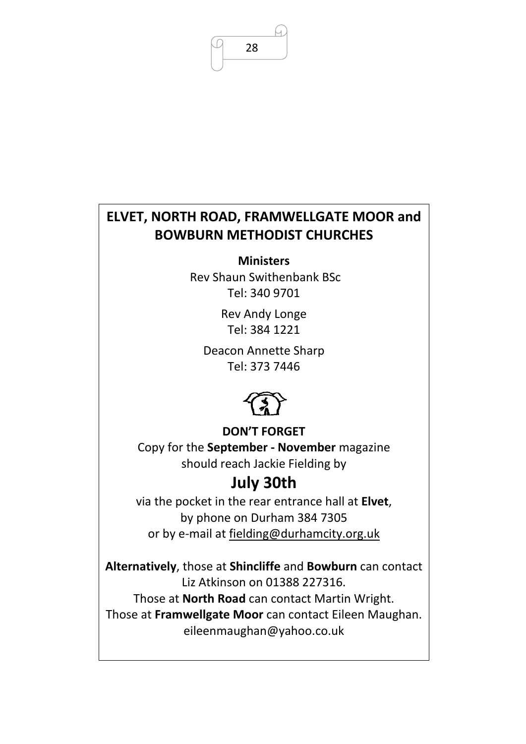## ELVET, NORTH ROAD, FRAMWELLGATE MOOR and BOWBURN METHODIST CHURCHES

**Ministers**

Rev Shaun Swithenbank BSc
Tel: 340 9701

Rev Andy Longe
Tel: 384 1221

Deacon Annette Sharp
Tel: 373 7446

**DON'T FORGET**

Copy for the **September - November** magazine should reach Jackie Fielding by

## July 30th

via the pocket in the rear entrance hall at **Elvet**,
by phone on Durham 384 7305
or by e-mail at fielding@durhamcity.org.uk

**Alternatively**, those at **Shincliffe** and **Bowburn** can contact Liz Atkinson on 01388 227316.
Those at **North Road** can contact Martin Wright.
Those at **Framwellgate Moor** can contact Eileen Maughan.
eileenmaughan@yahoo.co.uk